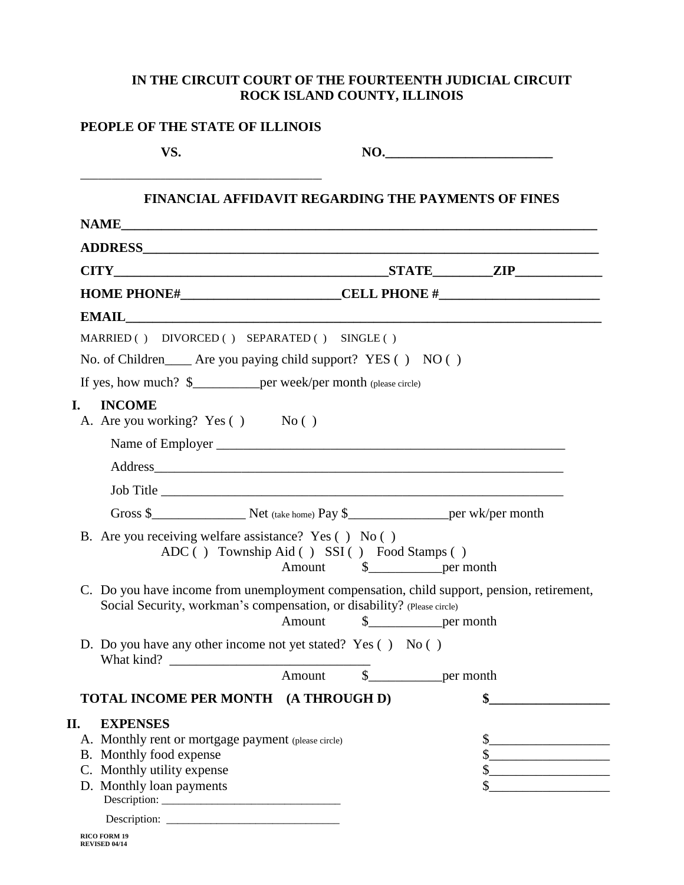**IN THE CIRCUIT COURT OF THE FOURTEENTH JUDICIAL CIRCUIT**
**ROCK ISLAND COUNTY, ILLINOIS**

**PEOPLE OF THE STATE OF ILLINOIS**

**VS.** **NO.________________________**

___________________________________

## FINANCIAL AFFIDAVIT REGARDING THE PAYMENTS OF FINES

**NAME**___________________________________________________________________

**ADDRESS**_________________________________________________________________

**CITY**_________________________________________**STATE**________**ZIP**____________

**HOME PHONE#**_______________________**CELL PHONE #**_______________________

**EMAIL**___________________________________________________________________

MARRIED ( ) DIVORCED ( ) SEPARATED ( ) SINGLE ( )

No. of Children____ Are you paying child support? YES ( ) NO ( )

If yes, how much? $__________per week/per month (please circle)

**I. INCOME**

A. Are you working? Yes ( ) No ( )

Name of Employer ______________________________________________________

Address_______________________________________________________________

Job Title ______________________________________________________________

Gross $______________ Net (take home) Pay $_______________per wk/per month

B. Are you receiving welfare assistance? Yes ( ) No ( )
ADC ( ) Township Aid ( ) SSI ( ) Food Stamps ( )
Amount $___________per month

C. Do you have income from unemployment compensation, child support, pension, retirement, Social Security, workman's compensation, or disability? (Please circle)
Amount $___________per month

D. Do you have any other income not yet stated? Yes ( ) No ( )
What kind? ____________________________
Amount $___________per month

**TOTAL INCOME PER MONTH (A THROUGH D)** $__________________

**II. EXPENSES**

A. Monthly rent or mortgage payment (please circle) $__________________
B. Monthly food expense $__________________
C. Monthly utility expense $__________________
D. Monthly loan payments $__________________
Description: ______________________________
Description: ______________________________

RICO FORM 19
REVISED 04/14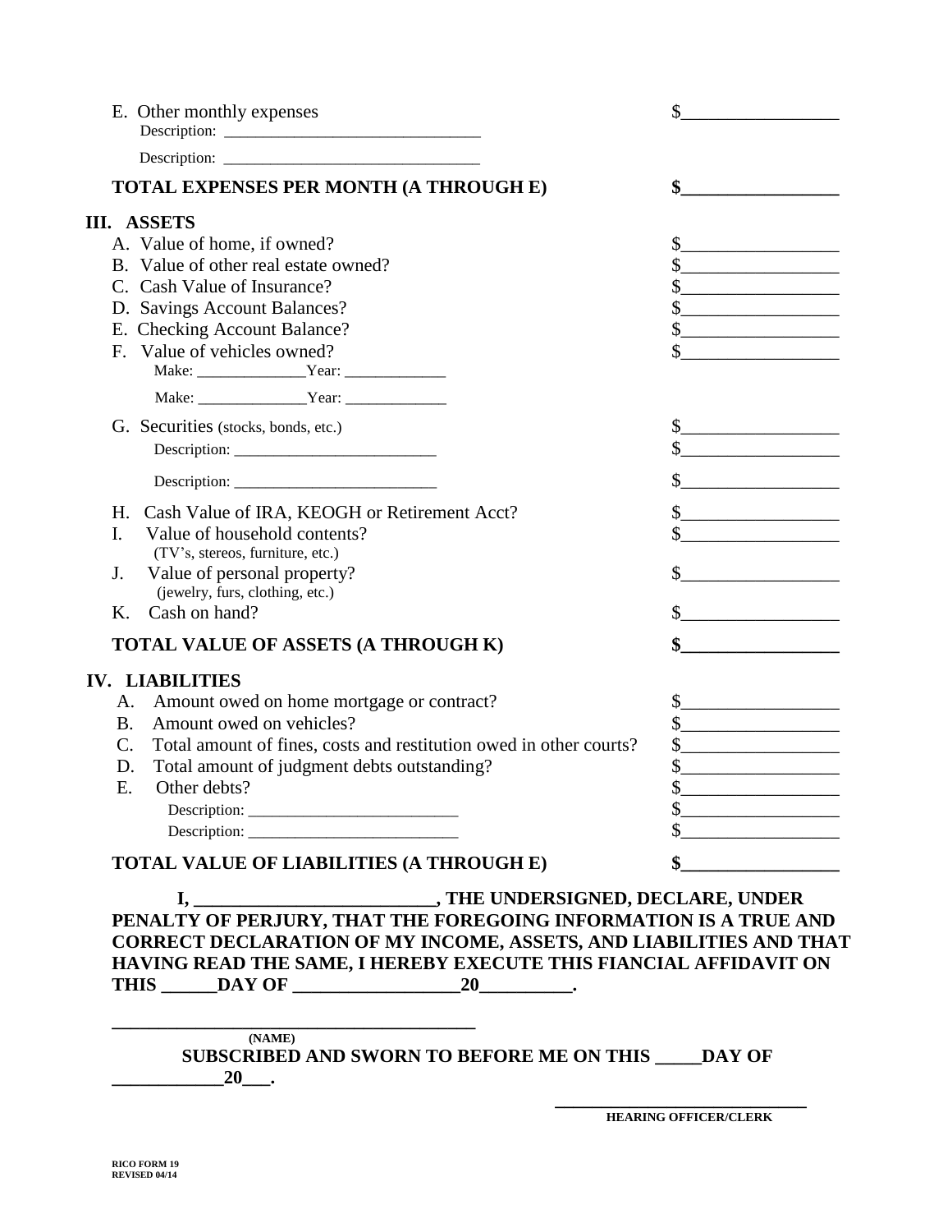E. Other monthly expenses $_________________

Description: _______________________________

Description: _______________________________

**TOTAL EXPENSES PER MONTH (A THROUGH E)** **$_________________**

## III. ASSETS

A. Value of home, if owned? $_________________

B. Value of other real estate owned? $_________________

C. Cash Value of Insurance? $_________________

D. Savings Account Balances? $_________________

E. Checking Account Balance? $_________________

F. Value of vehicles owned? $_________________

Make: ______________Year: _____________

Make: ______________Year: _____________

G. Securities (stocks, bonds, etc.) $_________________

Description: __________________________ $_________________

Description: __________________________ $_________________

H. Cash Value of IRA, KEOGH or Retirement Acct? $_________________

I. Value of household contents? $_________________
(TV's, stereos, furniture, etc.)

J. Value of personal property? $_________________
(jewelry, furs, clothing, etc.)

K. Cash on hand? $_________________

**TOTAL VALUE OF ASSETS (A THROUGH K)** **$_________________**

## IV. LIABILITIES

A. Amount owed on home mortgage or contract? $_________________

B. Amount owed on vehicles? $_________________

C. Total amount of fines, costs and restitution owed in other courts? $_________________

D. Total amount of judgment debts outstanding? $_________________

E. Other debts? $_________________

Description: __________________________ $_________________

Description: __________________________ $_________________

**TOTAL VALUE OF LIABILITIES (A THROUGH E)** **$_________________**

**I, __________________________, THE UNDERSIGNED, DECLARE, UNDER PENALTY OF PERJURY, THAT THE FOREGOING INFORMATION IS A TRUE AND CORRECT DECLARATION OF MY INCOME, ASSETS, AND LIABILITIES AND THAT HAVING READ THE SAME, I HEREBY EXECUTE THIS FIANCIAL AFFIDAVIT ON THIS ______DAY OF __________________20__________.**

________________________________________
**(NAME)**

**SUBSCRIBED AND SWORN TO BEFORE ME ON THIS _____DAY OF ____________20___.**

____________________________
**HEARING OFFICER/CLERK**

**RICO FORM 19**
**REVISED 04/14**